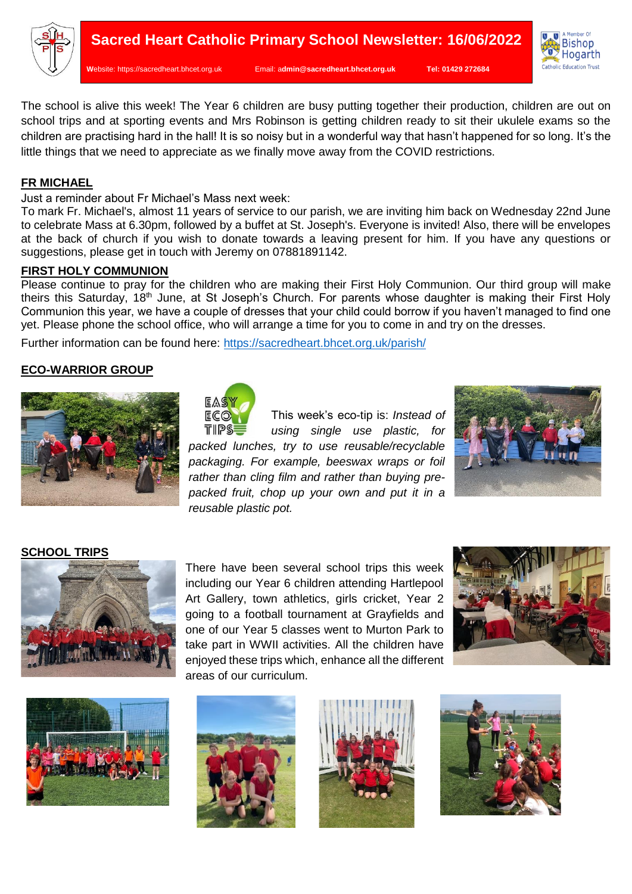# Sacred Heart Catholic Primary School Newsletter: 16/06/2022

Website: https://sacredheart.bhcet.org.uk Email: admin@sacredheart.bhcet.org.uk Tel: 01429 272684

The school is alive this week! The Year 6 children are busy putting together their production, children are out on school trips and at sporting events and Mrs Robinson is getting children ready to sit their ukulele exams so the children are practising hard in the hall! It is so noisy but in a wonderful way that hasn't happened for so long. It's the little things that we need to appreciate as we finally move away from the COVID restrictions.

## FR MICHAEL

Just a reminder about Fr Michael's Mass next week:

To mark Fr. Michael's, almost 11 years of service to our parish, we are inviting him back on Wednesday 22nd June to celebrate Mass at 6.30pm, followed by a buffet at St. Joseph's. Everyone is invited! Also, there will be envelopes at the back of church if you wish to donate towards a leaving present for him. If you have any questions or suggestions, please get in touch with Jeremy on 07881891142.

## FIRST HOLY COMMUNION

Please continue to pray for the children who are making their First Holy Communion. Our third group will make theirs this Saturday, 18th June, at St Joseph's Church. For parents whose daughter is making their First Holy Communion this year, we have a couple of dresses that your child could borrow if you haven't managed to find one yet. Please phone the school office, who will arrange a time for you to come in and try on the dresses.

Further information can be found here: https://sacredheart.bhcet.org.uk/parish/

## ECO-WARRIOR GROUP

EASY ECO TIPS

This week's eco-tip is: *Instead of using single use plastic, for packed lunches, try to use reusable/recyclable packaging. For example, beeswax wraps or foil rather than cling film and rather than buying pre-packed fruit, chop up your own and put it in a reusable plastic pot.*

## SCHOOL TRIPS

There have been several school trips this week including our Year 6 children attending Hartlepool Art Gallery, town athletics, girls cricket, Year 2 going to a football tournament at Grayfields and one of our Year 5 classes went to Murton Park to take part in WWII activities. All the children have enjoyed these trips which, enhance all the different areas of our curriculum.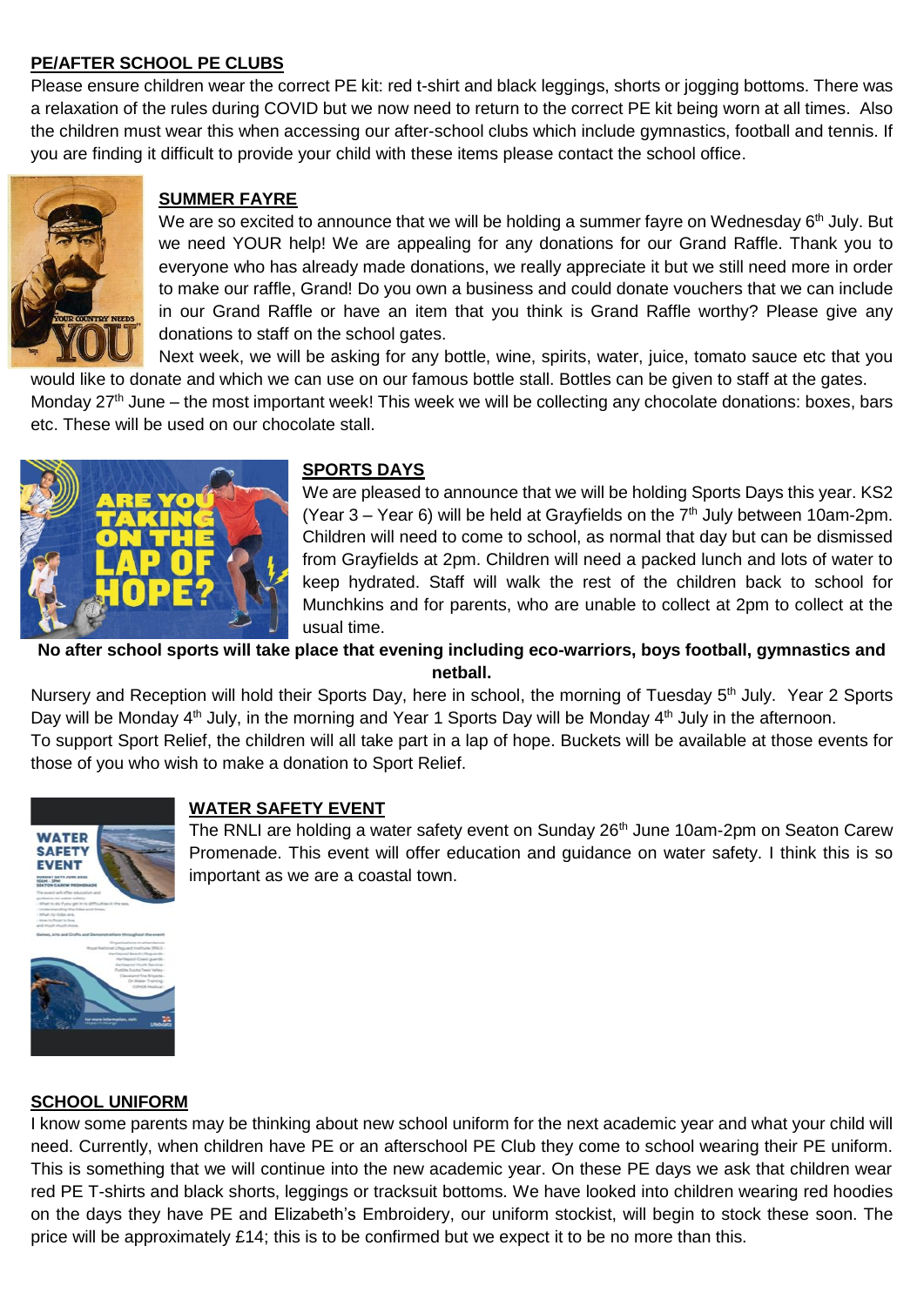## PE/AFTER SCHOOL PE CLUBS

Please ensure children wear the correct PE kit: red t-shirt and black leggings, shorts or jogging bottoms. There was a relaxation of the rules during COVID but we now need to return to the correct PE kit being worn at all times. Also the children must wear this when accessing our after-school clubs which include gymnastics, football and tennis. If you are finding it difficult to provide your child with these items please contact the school office.

## SUMMER FAYRE

We are so excited to announce that we will be holding a summer fayre on Wednesday 6th July. But we need YOUR help! We are appealing for any donations for our Grand Raffle. Thank you to everyone who has already made donations, we really appreciate it but we still need more in order to make our raffle, Grand! Do you own a business and could donate vouchers that we can include in our Grand Raffle or have an item that you think is Grand Raffle worthy? Please give any donations to staff on the school gates.

Next week, we will be asking for any bottle, wine, spirits, water, juice, tomato sauce etc that you would like to donate and which we can use on our famous bottle stall. Bottles can be given to staff at the gates.

Monday 27th June – the most important week! This week we will be collecting any chocolate donations: boxes, bars etc. These will be used on our chocolate stall.

## SPORTS DAYS

We are pleased to announce that we will be holding Sports Days this year. KS2 (Year 3 – Year 6) will be held at Grayfields on the 7th July between 10am-2pm. Children will need to come to school, as normal that day but can be dismissed from Grayfields at 2pm. Children will need a packed lunch and lots of water to keep hydrated. Staff will walk the rest of the children back to school for Munchkins and for parents, who are unable to collect at 2pm to collect at the usual time.

**No after school sports will take place that evening including eco-warriors, boys football, gymnastics and netball.**

Nursery and Reception will hold their Sports Day, here in school, the morning of Tuesday 5th July. Year 2 Sports Day will be Monday 4th July, in the morning and Year 1 Sports Day will be Monday 4th July in the afternoon.

To support Sport Relief, the children will all take part in a lap of hope. Buckets will be available at those events for those of you who wish to make a donation to Sport Relief.

## WATER SAFETY EVENT

The RNLI are holding a water safety event on Sunday 26th June 10am-2pm on Seaton Carew Promenade. This event will offer education and guidance on water safety. I think this is so important as we are a coastal town.

## SCHOOL UNIFORM

I know some parents may be thinking about new school uniform for the next academic year and what your child will need. Currently, when children have PE or an afterschool PE Club they come to school wearing their PE uniform. This is something that we will continue into the new academic year. On these PE days we ask that children wear red PE T-shirts and black shorts, leggings or tracksuit bottoms. We have looked into children wearing red hoodies on the days they have PE and Elizabeth's Embroidery, our uniform stockist, will begin to stock these soon. The price will be approximately £14; this is to be confirmed but we expect it to be no more than this.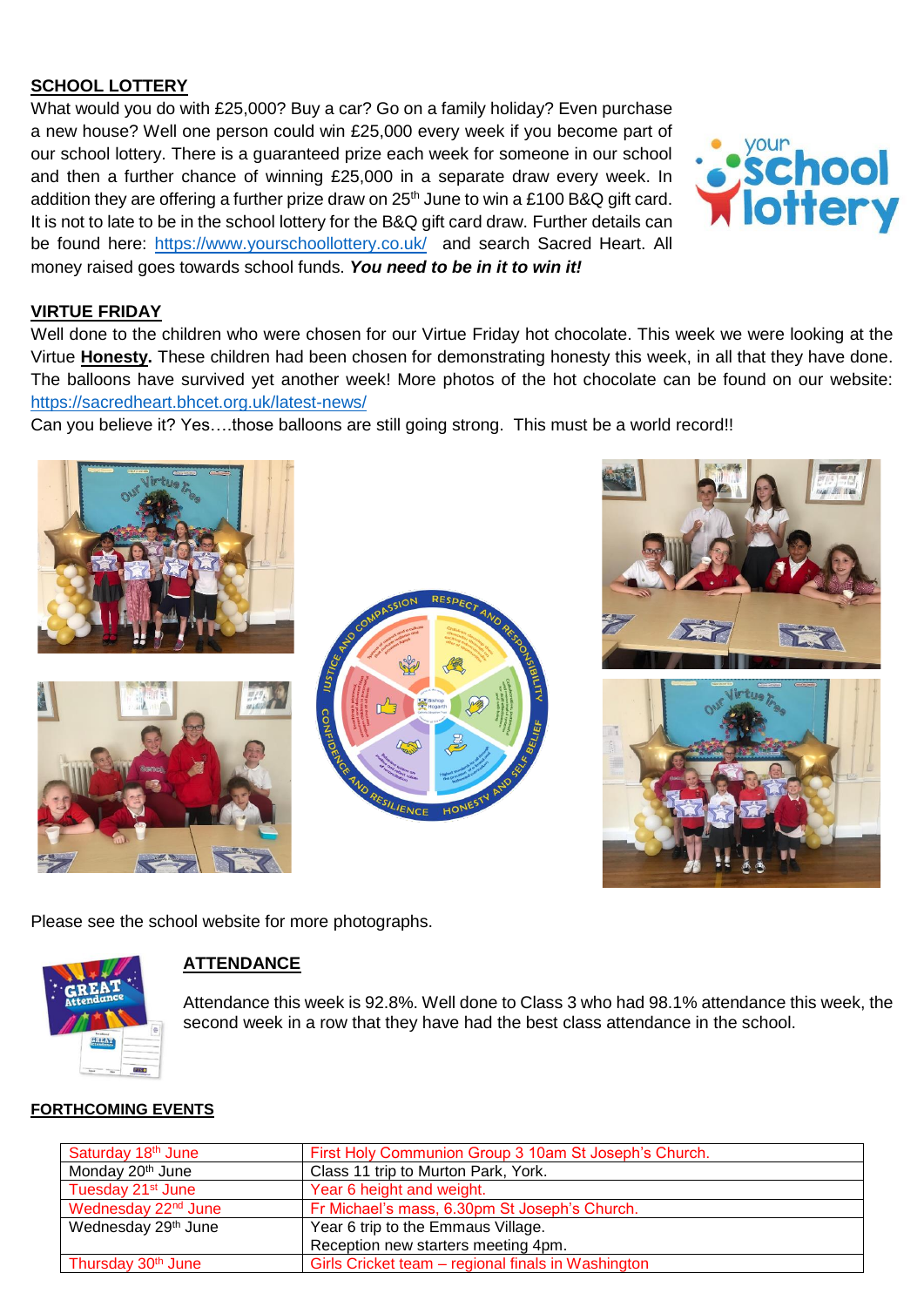## SCHOOL LOTTERY

What would you do with £25,000? Buy a car? Go on a family holiday? Even purchase a new house? Well one person could win £25,000 every week if you become part of our school lottery. There is a guaranteed prize each week for someone in our school and then a further chance of winning £25,000 in a separate draw every week. In addition they are offering a further prize draw on 25th June to win a £100 B&Q gift card. It is not to late to be in the school lottery for the B&Q gift card draw. Further details can be found here: https://www.yourschoollottery.co.uk/ and search Sacred Heart. All money raised goes towards school funds. ***You need to be in it to win it!***

## VIRTUE FRIDAY

Well done to the children who were chosen for our Virtue Friday hot chocolate. This week we were looking at the Virtue **Honesty**. These children had been chosen for demonstrating honesty this week, in all that they have done. The balloons have survived yet another week! More photos of the hot chocolate can be found on our website: https://sacredheart.bhcet.org.uk/latest-news/

Can you believe it? Yes….those balloons are still going strong. This must be a world record!!

Please see the school website for more photographs.

## ATTENDANCE

Attendance this week is 92.8%. Well done to Class 3 who had 98.1% attendance this week, the second week in a row that they have had the best class attendance in the school.

## FORTHCOMING EVENTS

| | |
|---|---|
| Saturday 18th June | First Holy Communion Group 3 10am St Joseph's Church. |
| Monday 20th June | Class 11 trip to Murton Park, York. |
| Tuesday 21st June | Year 6 height and weight. |
| Wednesday 22nd June | Fr Michael's mass, 6.30pm St Joseph's Church. |
| Wednesday 29th June | Year 6 trip to the Emmaus Village.<br>Reception new starters meeting 4pm. |
| Thursday 30th June | Girls Cricket team – regional finals in Washington |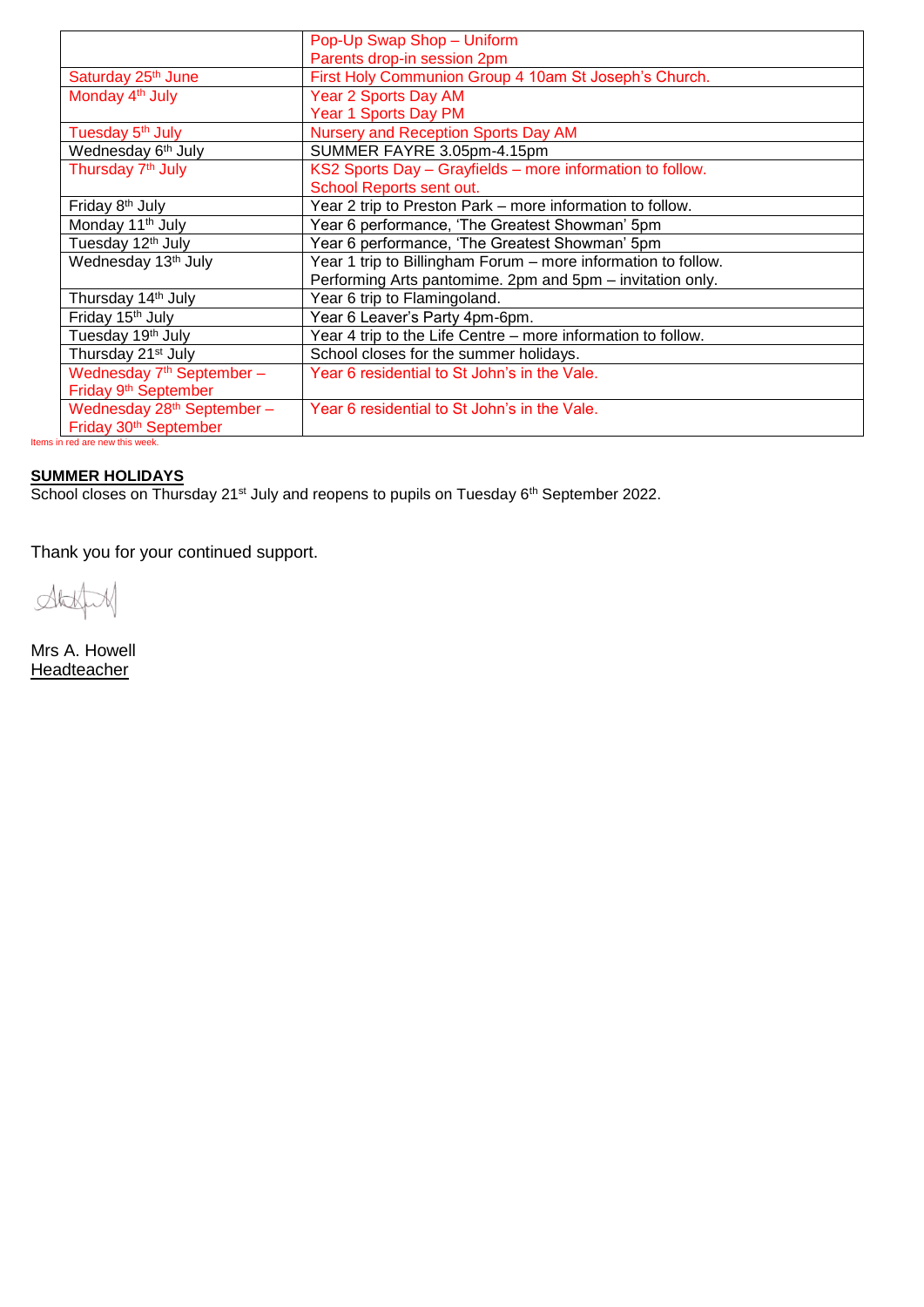| | |
|---|---|
| | Pop-Up Swap Shop – Uniform<br>Parents drop-in session 2pm |
| Saturday 25th June | First Holy Communion Group 4 10am St Joseph's Church. |
| Monday 4th July | Year 2 Sports Day AM<br>Year 1 Sports Day PM |
| Tuesday 5th July | Nursery and Reception Sports Day AM |
| Wednesday 6th July | SUMMER FAYRE 3.05pm-4.15pm |
| Thursday 7th July | KS2 Sports Day – Grayfields – more information to follow.<br>School Reports sent out. |
| Friday 8th July | Year 2 trip to Preston Park – more information to follow. |
| Monday 11th July | Year 6 performance, 'The Greatest Showman' 5pm |
| Tuesday 12th July | Year 6 performance, 'The Greatest Showman' 5pm |
| Wednesday 13th July | Year 1 trip to Billingham Forum – more information to follow.<br>Performing Arts pantomime. 2pm and 5pm – invitation only. |
| Thursday 14th July | Year 6 trip to Flamingoland. |
| Friday 15th July | Year 6 Leaver's Party 4pm-6pm. |
| Tuesday 19th July | Year 4 trip to the Life Centre – more information to follow. |
| Thursday 21st July | School closes for the summer holidays. |
| Wednesday 7th September – Friday 9th September | Year 6 residential to St John's in the Vale. |
| Wednesday 28th September – Friday 30th September | Year 6 residential to St John's in the Vale. |

Items in red are new this week.

**SUMMER HOLIDAYS**

School closes on Thursday 21st July and reopens to pupils on Tuesday 6th September 2022.

Thank you for your continued support.

Mrs A. Howell
Headteacher